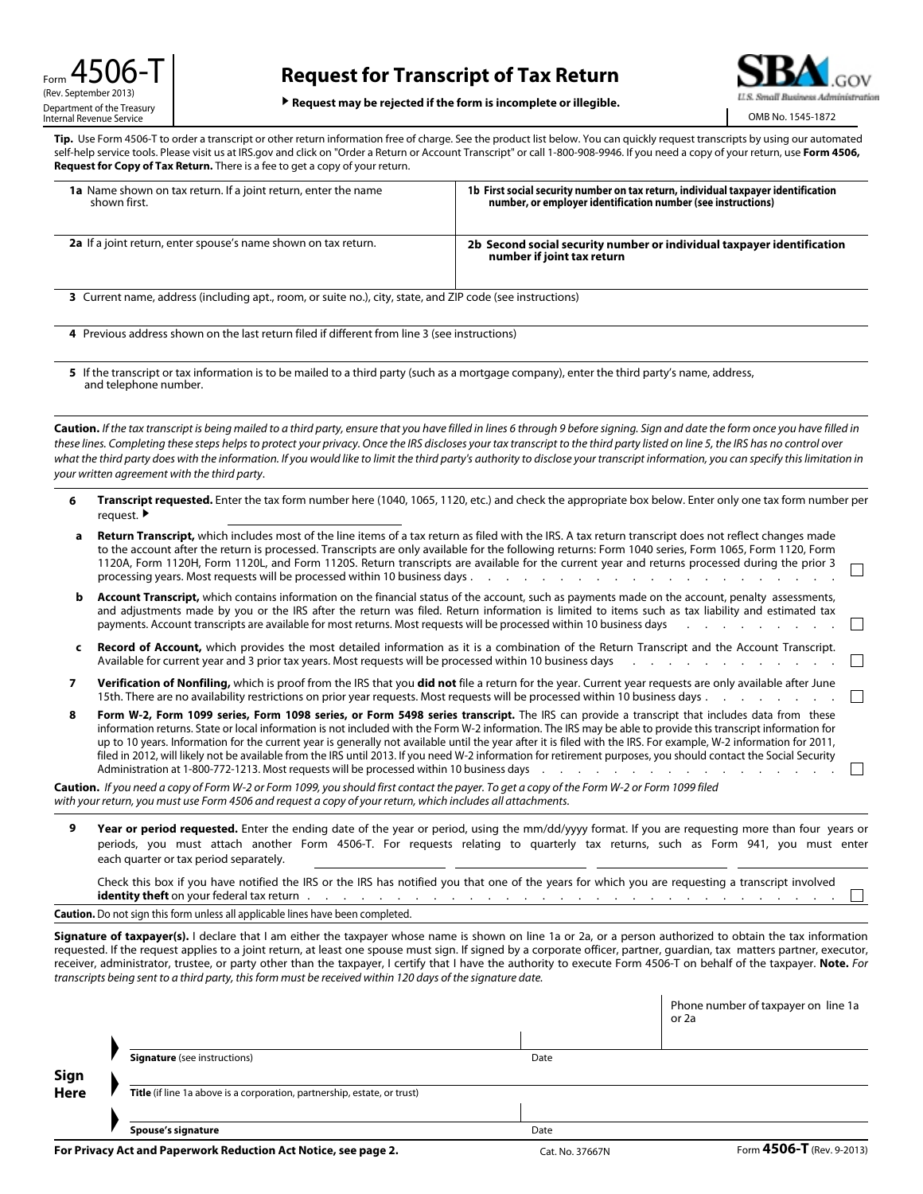Form **4506-T**
(Rev. September 2013)
Department of the Treasury
Internal Revenue Service

# Request for Transcript of Tax Return

▶ **Request may be rejected if the form is incomplete or illegible.**

SBA.GOV
U.S. Small Business Administration

OMB No. 1545-1872

**Tip.** Use Form 4506-T to order a transcript or other return information free of charge. See the product list below. You can quickly request transcripts by using our automated self-help service tools. Please visit us at IRS.gov and click on "Order a Return or Account Transcript" or call 1-800-908-9946. If you need a copy of your return, use **Form 4506, Request for Copy of Tax Return.** There is a fee to get a copy of your return.

| | |
|---|---|
| **1a** Name shown on tax return. If a joint return, enter the name shown first. | **1b First social security number on tax return, individual taxpayer identification number, or employer identification number (see instructions)** |
| **2a** If a joint return, enter spouse's name shown on tax return. | **2b Second social security number or individual taxpayer identification number if joint tax return** |

**3** Current name, address (including apt., room, or suite no.), city, state, and ZIP code (see instructions)

**4** Previous address shown on the last return filed if different from line 3 (see instructions)

**5** If the transcript or tax information is to be mailed to a third party (such as a mortgage company), enter the third party's name, address, and telephone number.

**Caution.** *If the tax transcript is being mailed to a third party, ensure that you have filled in lines 6 through 9 before signing. Sign and date the form once you have filled in these lines. Completing these steps helps to protect your privacy. Once the IRS discloses your tax transcript to the third party listed on line 5, the IRS has no control over what the third party does with the information. If you would like to limit the third party's authority to disclose your transcript information, you can specify this limitation in your written agreement with the third party*.

**6** **Transcript requested.** Enter the tax form number here (1040, 1065, 1120, etc.) and check the appropriate box below. Enter only one tax form number per request. ▶ ______________

**a** **Return Transcript,** which includes most of the line items of a tax return as filed with the IRS. A tax return transcript does not reflect changes made to the account after the return is processed. Transcripts are only available for the following returns: Form 1040 series, Form 1065, Form 1120, Form 1120A, Form 1120H, Form 1120L, and Form 1120S. Return transcripts are available for the current year and returns processed during the prior 3 processing years. Most requests will be processed within 10 business days . . . ☐

**b** **Account Transcript,** which contains information on the financial status of the account, such as payments made on the account, penalty assessments, and adjustments made by you or the IRS after the return was filed. Return information is limited to items such as tax liability and estimated tax payments. Account transcripts are available for most returns. Most requests will be processed within 10 business days . . . ☐

**c** **Record of Account,** which provides the most detailed information as it is a combination of the Return Transcript and the Account Transcript. Available for current year and 3 prior tax years. Most requests will be processed within 10 business days . . . ☐

**7** **Verification of Nonfiling,** which is proof from the IRS that you **did not** file a return for the year. Current year requests are only available after June 15th. There are no availability restrictions on prior year requests. Most requests will be processed within 10 business days . . . ☐

**8** **Form W-2, Form 1099 series, Form 1098 series, or Form 5498 series transcript.** The IRS can provide a transcript that includes data from these information returns. State or local information is not included with the Form W-2 information. The IRS may be able to provide this transcript information for up to 10 years. Information for the current year is generally not available until the year after it is filed with the IRS. For example, W-2 information for 2011, filed in 2012, will likely not be available from the IRS until 2013. If you need W-2 information for retirement purposes, you should contact the Social Security Administration at 1-800-772-1213. Most requests will be processed within 10 business days . . . ☐

**Caution.** *If you need a copy of Form W-2 or Form 1099, you should first contact the payer. To get a copy of the Form W-2 or Form 1099 filed with your return, you must use Form 4506 and request a copy of your return, which includes all attachments.*

**9** **Year or period requested.** Enter the ending date of the year or period, using the mm/dd/yyyy format. If you are requesting more than four years or periods, you must attach another Form 4506-T. For requests relating to quarterly tax returns, such as Form 941, you must enter each quarter or tax period separately.

______________ ______________ ______________ ______________

Check this box if you have notified the IRS or the IRS has notified you that one of the years for which you are requesting a transcript involved **identity theft** on your federal tax return . . . ☐

**Caution.** Do not sign this form unless all applicable lines have been completed.

**Signature of taxpayer(s).** I declare that I am either the taxpayer whose name is shown on line 1a or 2a, or a person authorized to obtain the tax information requested. If the request applies to a joint return, at least one spouse must sign. If signed by a corporate officer, partner, guardian, tax matters partner, executor, receiver, administrator, trustee, or party other than the taxpayer, I certify that I have the authority to execute Form 4506-T on behalf of the taxpayer. **Note.** *For transcripts being sent to a third party, this form must be received within 120 days of the signature date.*

Phone number of taxpayer on line 1a or 2a

**Sign Here**

▶ **Signature** (see instructions) | Date

▶ **Title** (if line 1a above is a corporation, partnership, estate, or trust)

▶ **Spouse's signature** | Date

**For Privacy Act and Paperwork Reduction Act Notice, see page 2.** Cat. No. 37667N Form **4506-T** (Rev. 9-2013)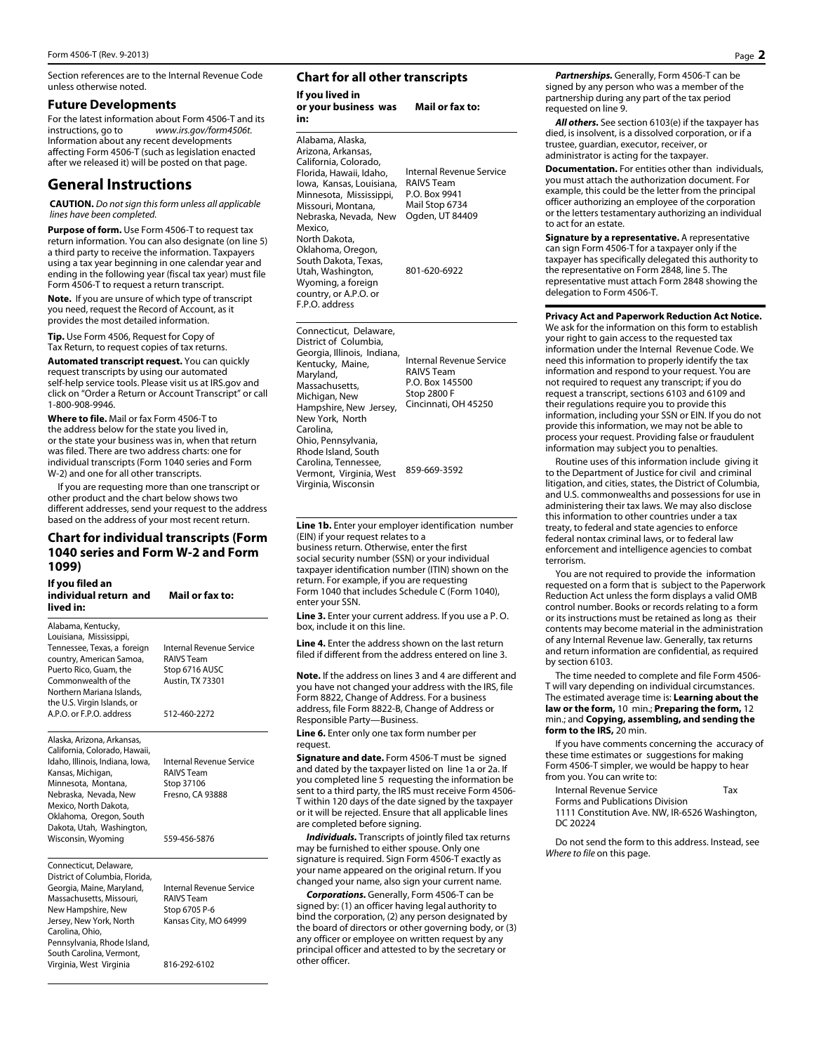Section references are to the Internal Revenue Code unless otherwise noted.

## Future Developments

For the latest information about Form 4506-T and its instructions, go to *www.irs.gov/form4506t*. Information about any recent developments affecting Form 4506-T (such as legislation enacted after we released it) will be posted on that page.

# General Instructions

**CAUTION.** *Do not sign this form unless all applicable lines have been completed.*

**Purpose of form.** Use Form 4506-T to request tax return information. You can also designate (on line 5) a third party to receive the information. Taxpayers using a tax year beginning in one calendar year and ending in the following year (fiscal tax year) must file Form 4506-T to request a return transcript.

**Note.** If you are unsure of which type of transcript you need, request the Record of Account, as it provides the most detailed information.

**Tip.** Use Form 4506, Request for Copy of Tax Return, to request copies of tax returns.

**Automated transcript request.** You can quickly request transcripts by using our automated self-help service tools. Please visit us at IRS.gov and click on "Order a Return or Account Transcript" or call 1-800-908-9946.

**Where to file.** Mail or fax Form 4506-T to the address below for the state you lived in, or the state your business was in, when that return was filed. There are two address charts: one for individual transcripts (Form 1040 series and Form W-2) and one for all other transcripts.

If you are requesting more than one transcript or other product and the chart below shows two different addresses, send your request to the address based on the address of your most recent return.

## Chart for individual transcripts (Form 1040 series and Form W-2 and Form 1099)

| If you filed an individual return and lived in: | Mail or fax to: |
|---|---|
| Alabama, Kentucky, Louisiana, Mississippi, Tennessee, Texas, a foreign country, American Samoa, Puerto Rico, Guam, the Commonwealth of the Northern Mariana Islands, the U.S. Virgin Islands, or A.P.O. or F.P.O. address | Internal Revenue Service RAIVS Team Stop 6716 AUSC Austin, TX 73301<br>512-460-2272 |
| Alaska, Arizona, Arkansas, California, Colorado, Hawaii, Idaho, Illinois, Indiana, Iowa, Kansas, Michigan, Minnesota, Montana, Nebraska, Nevada, New Mexico, North Dakota, Oklahoma, Oregon, South Dakota, Utah, Washington, Wisconsin, Wyoming | Internal Revenue Service RAIVS Team Stop 37106 Fresno, CA 93888<br>559-456-5876 |
| Connecticut, Delaware, District of Columbia, Florida, Georgia, Maine, Maryland, Massachusetts, Missouri, New Hampshire, New Jersey, New York, North Carolina, Ohio, Pennsylvania, Rhode Island, South Carolina, Vermont, Virginia, West Virginia | Internal Revenue Service RAIVS Team Stop 6705 P-6 Kansas City, MO 64999<br>816-292-6102 |

## Chart for all other transcripts

| If you lived in or your business was in: | Mail or fax to: |
|---|---|
| Alabama, Alaska, Arizona, Arkansas, California, Colorado, Florida, Hawaii, Idaho, Iowa, Kansas, Louisiana, Minnesota, Mississippi, Missouri, Montana, Nebraska, Nevada, New Mexico, North Dakota, Oklahoma, Oregon, South Dakota, Texas, Utah, Washington, Wyoming, a foreign country, or A.P.O. or F.P.O. address | Internal Revenue Service RAIVS Team P.O. Box 9941 Mail Stop 6734 Ogden, UT 84409<br>801-620-6922 |
| Connecticut, Delaware, District of Columbia, Georgia, Illinois, Indiana, Kentucky, Maine, Maryland, Massachusetts, Michigan, New Hampshire, New Jersey, New York, North Carolina, Ohio, Pennsylvania, Rhode Island, South Carolina, Tennessee, Vermont, Virginia, West Virginia, Wisconsin | Internal Revenue Service RAIVS Team P.O. Box 145500 Stop 2800 F Cincinnati, OH 45250<br>859-669-3592 |

**Line 1b.** Enter your employer identification number (EIN) if your request relates to a business return. Otherwise, enter the first social security number (SSN) or your individual taxpayer identification number (ITIN) shown on the return. For example, if you are requesting Form 1040 that includes Schedule C (Form 1040), enter your SSN.

**Line 3.** Enter your current address. If you use a P. O. box, include it on this line.

**Line 4.** Enter the address shown on the last return filed if different from the address entered on line 3.

**Note.** If the address on lines 3 and 4 are different and you have not changed your address with the IRS, file Form 8822, Change of Address. For a business address, file Form 8822-B, Change of Address or Responsible Party—Business.

**Line 6.** Enter only one tax form number per request.

**Signature and date.** Form 4506-T must be signed and dated by the taxpayer listed on line 1a or 2a. If you completed line 5 requesting the information be sent to a third party, the IRS must receive Form 4506-T within 120 days of the date signed by the taxpayer or it will be rejected. Ensure that all applicable lines are completed before signing.

***Individuals.*** Transcripts of jointly filed tax returns may be furnished to either spouse. Only one signature is required. Sign Form 4506-T exactly as your name appeared on the original return. If you changed your name, also sign your current name.

***Corporations.*** Generally, Form 4506-T can be signed by: (1) an officer having legal authority to bind the corporation, (2) any person designated by the board of directors or other governing body, or (3) any officer or employee on written request by any principal officer and attested to by the secretary or other officer.

***Partnerships.*** Generally, Form 4506-T can be signed by any person who was a member of the partnership during any part of the tax period requested on line 9.

***All others.*** See section 6103(e) if the taxpayer has died, is insolvent, is a dissolved corporation, or if a trustee, guardian, executor, receiver, or administrator is acting for the taxpayer.

**Documentation.** For entities other than individuals, you must attach the authorization document. For example, this could be the letter from the principal officer authorizing an employee of the corporation or the letters testamentary authorizing an individual to act for an estate.

**Signature by a representative.** A representative can sign Form 4506-T for a taxpayer only if the taxpayer has specifically delegated this authority to the representative on Form 2848, line 5. The representative must attach Form 2848 showing the delegation to Form 4506-T.

**Privacy Act and Paperwork Reduction Act Notice.** We ask for the information on this form to establish your right to gain access to the requested tax information under the Internal Revenue Code. We need this information to properly identify the tax information and respond to your request. You are not required to request any transcript; if you do request a transcript, sections 6103 and 6109 and their regulations require you to provide this information, including your SSN or EIN. If you do not provide this information, we may not be able to process your request. Providing false or fraudulent information may subject you to penalties.

Routine uses of this information include giving it to the Department of Justice for civil and criminal litigation, and cities, states, the District of Columbia, and U.S. commonwealths and possessions for use in administering their tax laws. We may also disclose this information to other countries under a tax treaty, to federal and state agencies to enforce federal nontax criminal laws, or to federal law enforcement and intelligence agencies to combat terrorism.

You are not required to provide the information requested on a form that is subject to the Paperwork Reduction Act unless the form displays a valid OMB control number. Books or records relating to a form or its instructions must be retained as long as their contents may become material in the administration of any Internal Revenue law. Generally, tax returns and return information are confidential, as required by section 6103.

The time needed to complete and file Form 4506-T will vary depending on individual circumstances. The estimated average time is: **Learning about the law or the form,** 10 min.; **Preparing the form,** 12 min.; and **Copying, assembling, and sending the form to the IRS,** 20 min.

If you have comments concerning the accuracy of these time estimates or suggestions for making Form 4506-T simpler, we would be happy to hear from you. You can write to:

Internal Revenue Service
Tax Forms and Publications Division
1111 Constitution Ave. NW, IR-6526 Washington, DC 20224

Do not send the form to this address. Instead, see *Where to file* on this page.